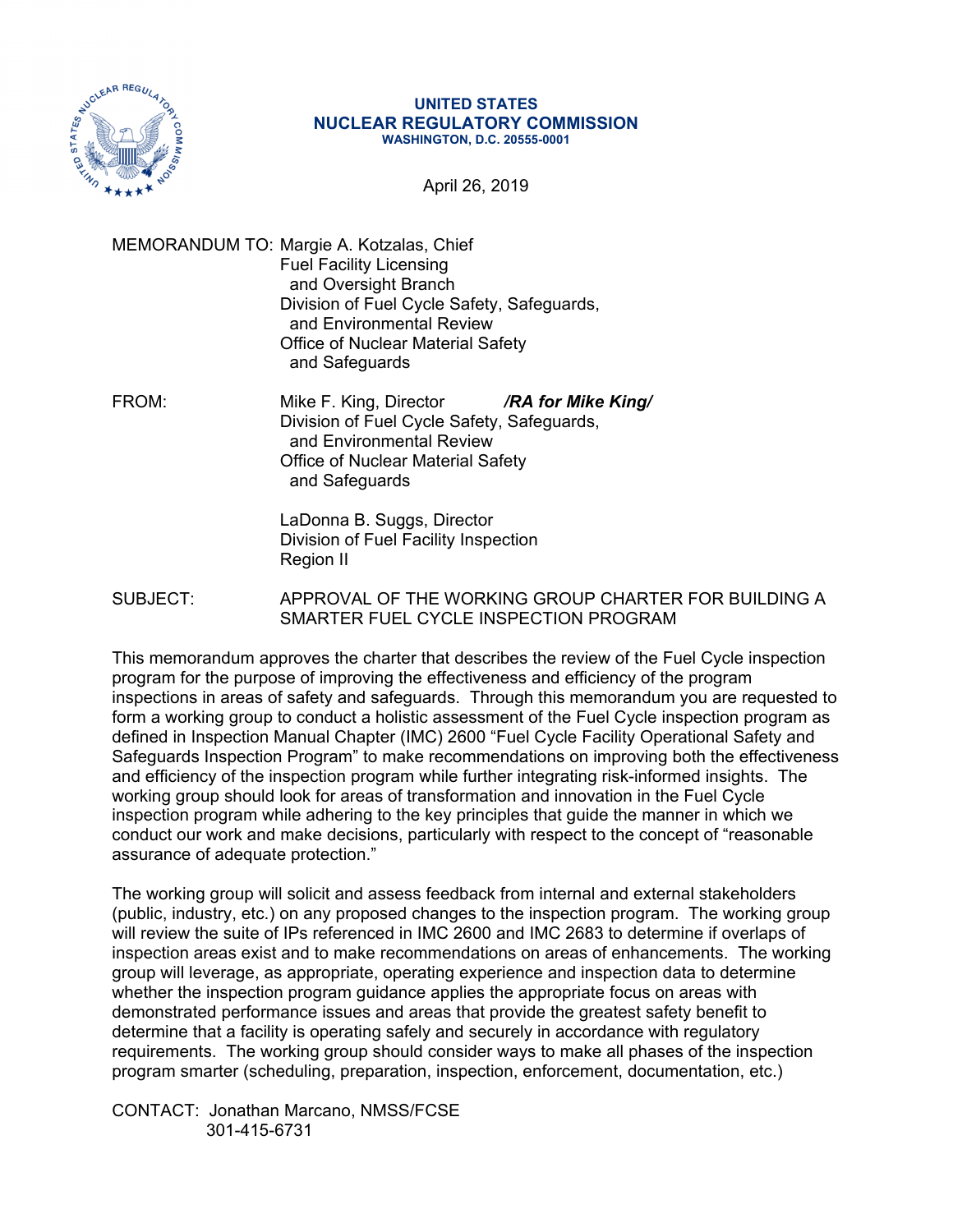**UNITED STATES**
**NUCLEAR REGULATORY COMMISSION**
**WASHINGTON, D.C. 20555-0001**

April 26, 2019

MEMORANDUM TO: Margie A. Kotzalas, Chief
Fuel Facility Licensing
and Oversight Branch
Division of Fuel Cycle Safety, Safeguards,
and Environmental Review
Office of Nuclear Material Safety
and Safeguards

FROM: Mike F. King, Director ***/RA for Mike King/***
Division of Fuel Cycle Safety, Safeguards,
and Environmental Review
Office of Nuclear Material Safety
and Safeguards

LaDonna B. Suggs, Director
Division of Fuel Facility Inspection
Region II

SUBJECT: APPROVAL OF THE WORKING GROUP CHARTER FOR BUILDING A SMARTER FUEL CYCLE INSPECTION PROGRAM

This memorandum approves the charter that describes the review of the Fuel Cycle inspection program for the purpose of improving the effectiveness and efficiency of the program inspections in areas of safety and safeguards. Through this memorandum you are requested to form a working group to conduct a holistic assessment of the Fuel Cycle inspection program as defined in Inspection Manual Chapter (IMC) 2600 "Fuel Cycle Facility Operational Safety and Safeguards Inspection Program" to make recommendations on improving both the effectiveness and efficiency of the inspection program while further integrating risk-informed insights. The working group should look for areas of transformation and innovation in the Fuel Cycle inspection program while adhering to the key principles that guide the manner in which we conduct our work and make decisions, particularly with respect to the concept of "reasonable assurance of adequate protection."

The working group will solicit and assess feedback from internal and external stakeholders (public, industry, etc.) on any proposed changes to the inspection program. The working group will review the suite of IPs referenced in IMC 2600 and IMC 2683 to determine if overlaps of inspection areas exist and to make recommendations on areas of enhancements. The working group will leverage, as appropriate, operating experience and inspection data to determine whether the inspection program guidance applies the appropriate focus on areas with demonstrated performance issues and areas that provide the greatest safety benefit to determine that a facility is operating safely and securely in accordance with regulatory requirements. The working group should consider ways to make all phases of the inspection program smarter (scheduling, preparation, inspection, enforcement, documentation, etc.)

CONTACT: Jonathan Marcano, NMSS/FCSE
301-415-6731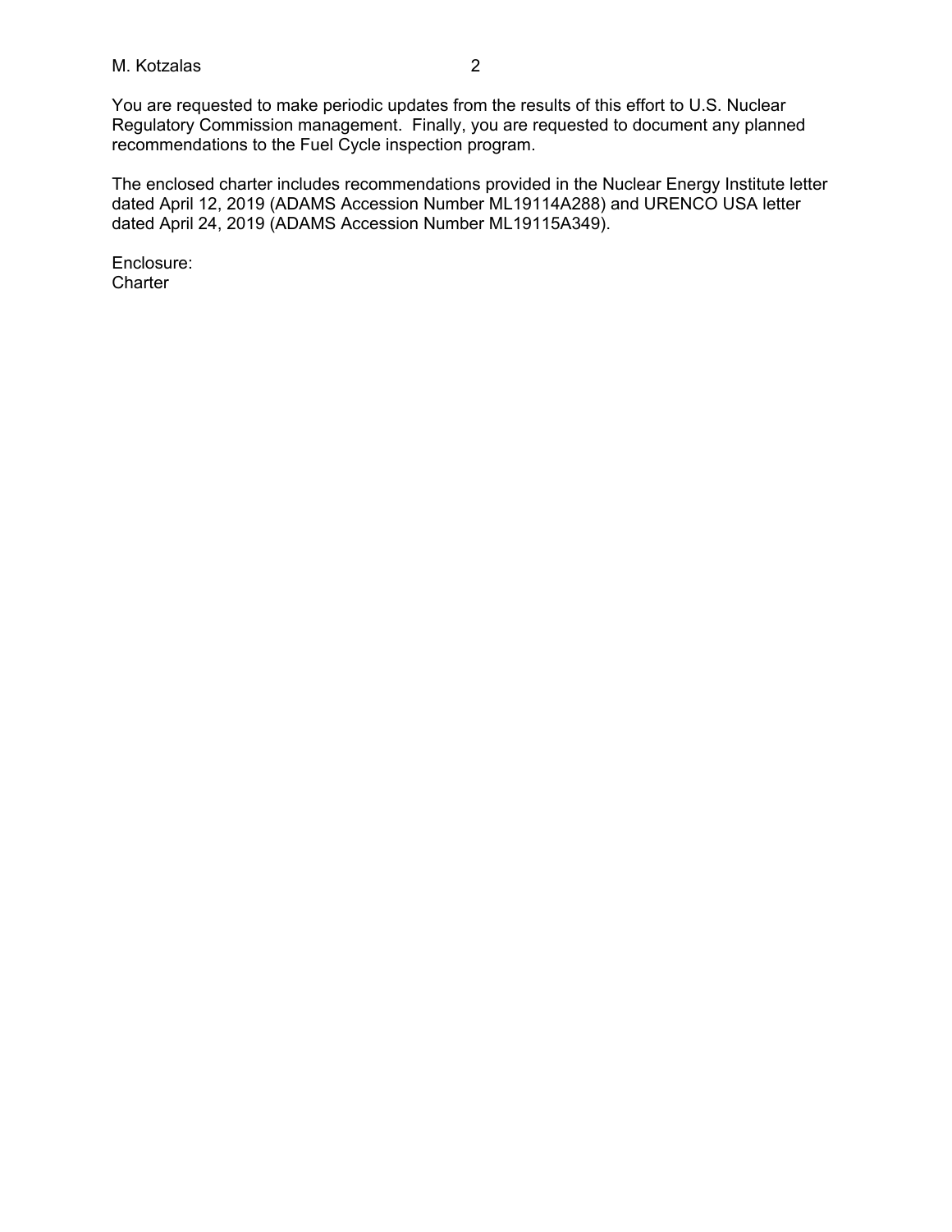You are requested to make periodic updates from the results of this effort to U.S. Nuclear Regulatory Commission management. Finally, you are requested to document any planned recommendations to the Fuel Cycle inspection program.

The enclosed charter includes recommendations provided in the Nuclear Energy Institute letter dated April 12, 2019 (ADAMS Accession Number ML19114A288) and URENCO USA letter dated April 24, 2019 (ADAMS Accession Number ML19115A349).

Enclosure:
Charter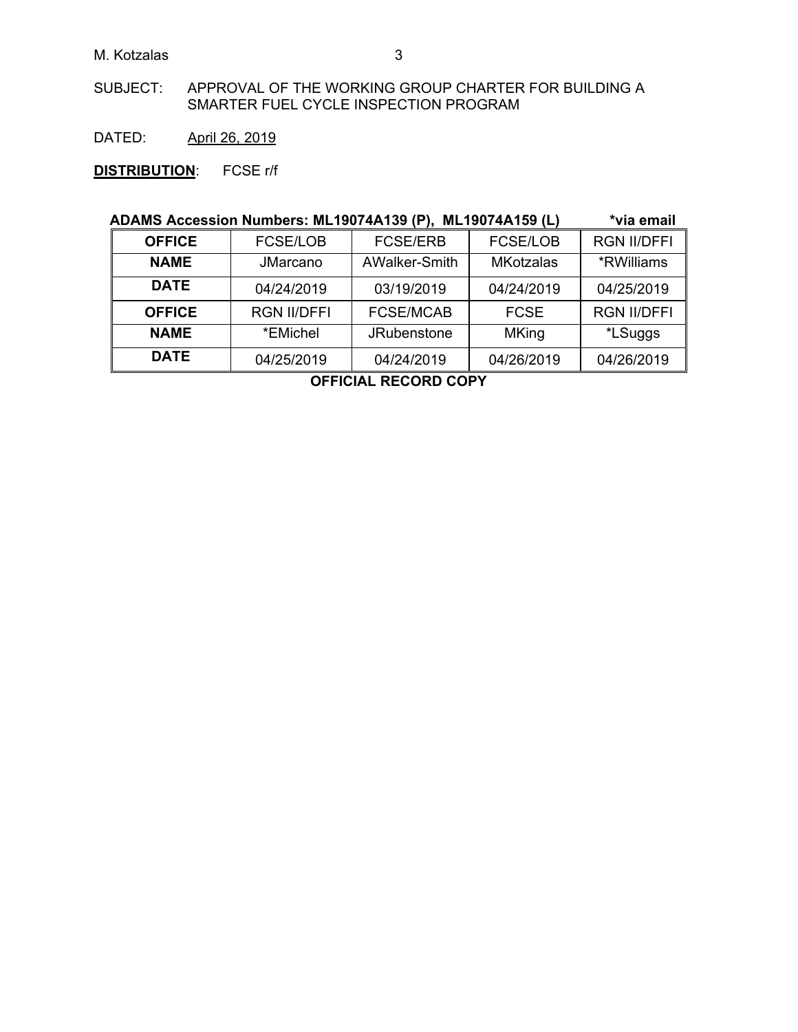SUBJECT: APPROVAL OF THE WORKING GROUP CHARTER FOR BUILDING A SMARTER FUEL CYCLE INSPECTION PROGRAM

DATED: April 26, 2019

**DISTRIBUTION**: FCSE r/f

**ADAMS Accession Numbers: ML19074A139 (P), ML19074A159 (L)** **\*via email**

| **OFFICE** | FCSE/LOB | FCSE/ERB | FCSE/LOB | RGN II/DFFI |
|---|---|---|---|---|
| **NAME** | JMarcano | AWalker-Smith | MKotzalas | *RWilliams |
| **DATE** | 04/24/2019 | 03/19/2019 | 04/24/2019 | 04/25/2019 |
| **OFFICE** | RGN II/DFFI | FCSE/MCAB | FCSE | RGN II/DFFI |
| **NAME** | *EMichel | JRubenstone | MKing | *LSuggs |
| **DATE** | 04/25/2019 | 04/24/2019 | 04/26/2019 | 04/26/2019 |

**OFFICIAL RECORD COPY**